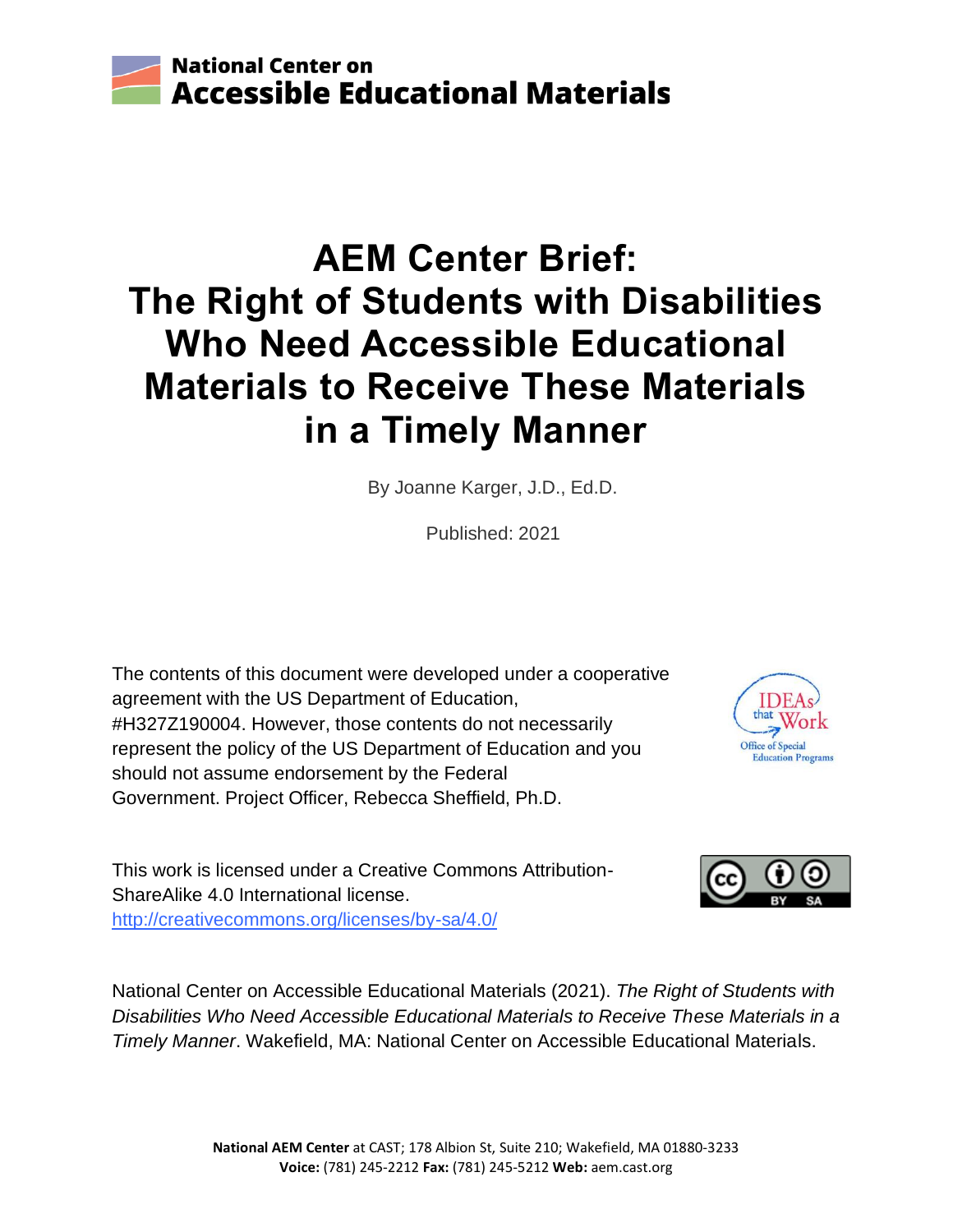**National Center on Accessible Educational Materials**

# AEM Center Brief: The Right of Students with Disabilities Who Need Accessible Educational Materials to Receive These Materials in a Timely Manner

By Joanne Karger, J.D., Ed.D.

Published: 2021

The contents of this document were developed under a cooperative agreement with the US Department of Education, #H327Z190004. However, those contents do not necessarily represent the policy of the US Department of Education and you should not assume endorsement by the Federal Government. Project Officer, Rebecca Sheffield, Ph.D.

IDEAs that Work
Office of Special Education Programs

This work is licensed under a Creative Commons Attribution-ShareAlike 4.0 International license. http://creativecommons.org/licenses/by-sa/4.0/

National Center on Accessible Educational Materials (2021). *The Right of Students with Disabilities Who Need Accessible Educational Materials to Receive These Materials in a Timely Manner*. Wakefield, MA: National Center on Accessible Educational Materials.

**National AEM Center** at CAST; 178 Albion St, Suite 210; Wakefield, MA 01880-3233
**Voice:** (781) 245-2212 **Fax:** (781) 245-5212 **Web:** aem.cast.org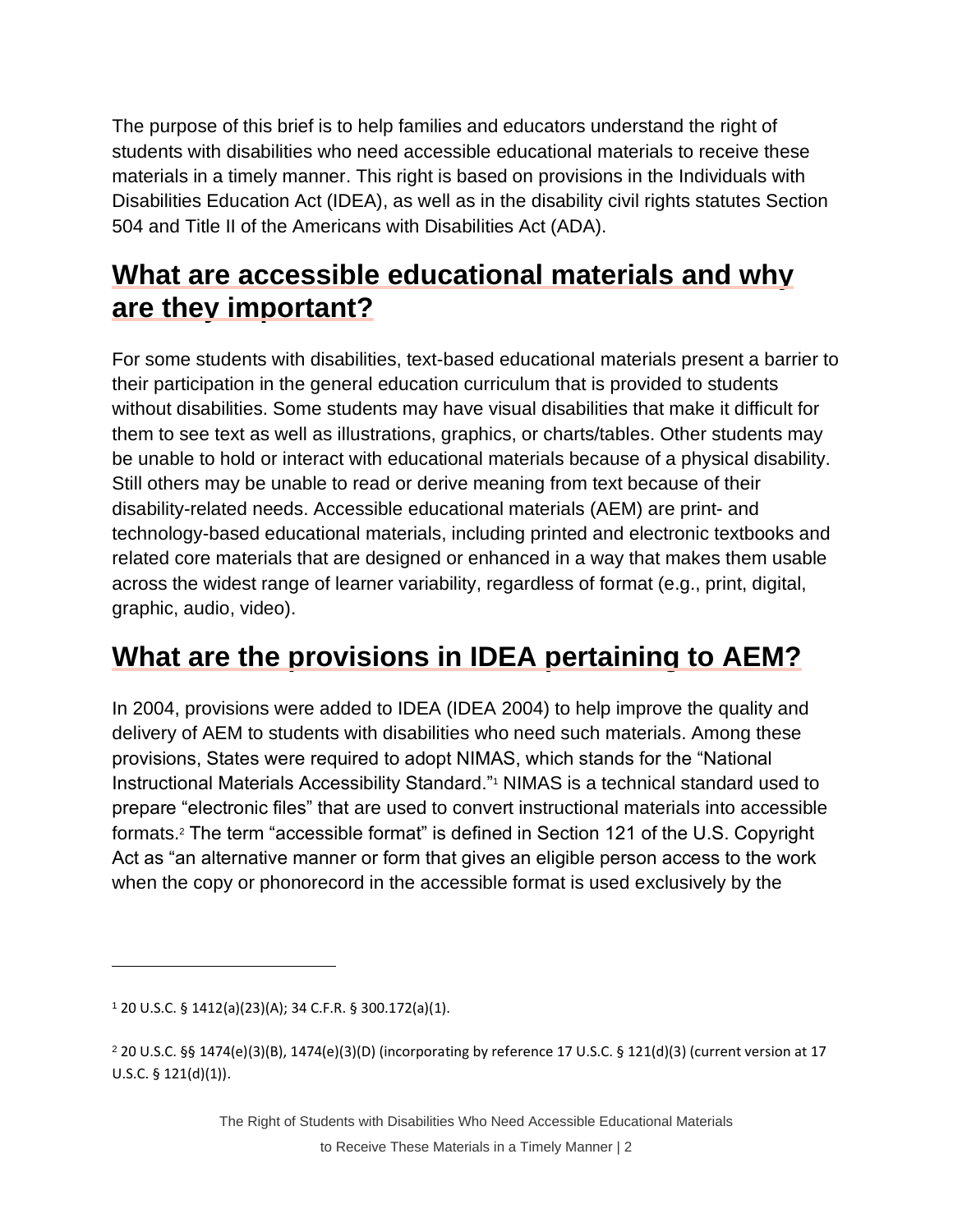The purpose of this brief is to help families and educators understand the right of students with disabilities who need accessible educational materials to receive these materials in a timely manner. This right is based on provisions in the Individuals with Disabilities Education Act (IDEA), as well as in the disability civil rights statutes Section 504 and Title II of the Americans with Disabilities Act (ADA).

## What are accessible educational materials and why are they important?

For some students with disabilities, text-based educational materials present a barrier to their participation in the general education curriculum that is provided to students without disabilities. Some students may have visual disabilities that make it difficult for them to see text as well as illustrations, graphics, or charts/tables. Other students may be unable to hold or interact with educational materials because of a physical disability. Still others may be unable to read or derive meaning from text because of their disability-related needs. Accessible educational materials (AEM) are print- and technology-based educational materials, including printed and electronic textbooks and related core materials that are designed or enhanced in a way that makes them usable across the widest range of learner variability, regardless of format (e.g., print, digital, graphic, audio, video).

## What are the provisions in IDEA pertaining to AEM?

In 2004, provisions were added to IDEA (IDEA 2004) to help improve the quality and delivery of AEM to students with disabilities who need such materials. Among these provisions, States were required to adopt NIMAS, which stands for the "National Instructional Materials Accessibility Standard."[1] NIMAS is a technical standard used to prepare "electronic files" that are used to convert instructional materials into accessible formats.[2] The term "accessible format" is defined in Section 121 of the U.S. Copyright Act as "an alternative manner or form that gives an eligible person access to the work when the copy or phonorecord in the accessible format is used exclusively by the

---

[1] 20 U.S.C. § 1412(a)(23)(A); 34 C.F.R. § 300.172(a)(1).

[2] 20 U.S.C. §§ 1474(e)(3)(B), 1474(e)(3)(D) (incorporating by reference 17 U.S.C. § 121(d)(3) (current version at 17 U.S.C. § 121(d)(1)).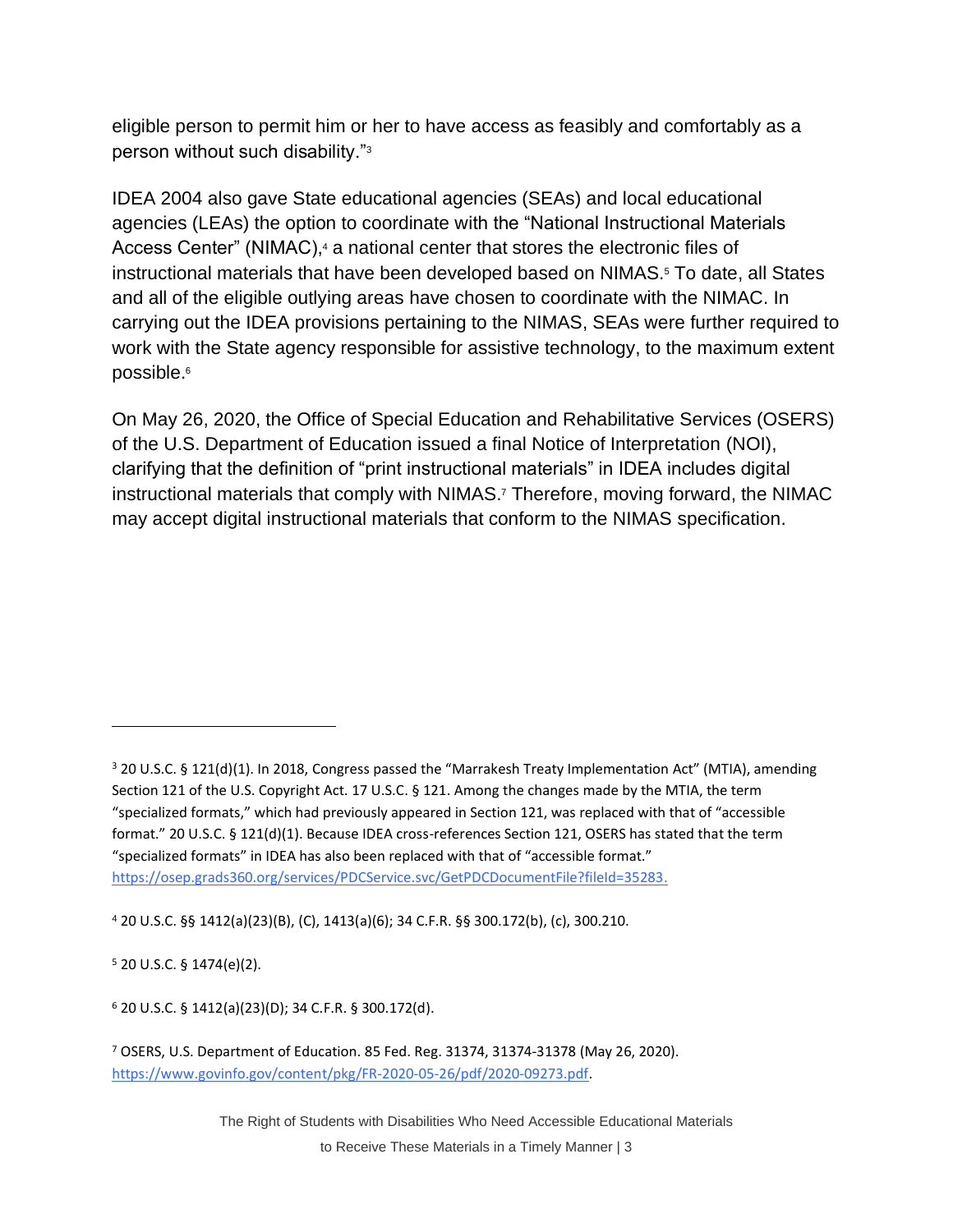eligible person to permit him or her to have access as feasibly and comfortably as a person without such disability."[3]

IDEA 2004 also gave State educational agencies (SEAs) and local educational agencies (LEAs) the option to coordinate with the "National Instructional Materials Access Center" (NIMAC),[4] a national center that stores the electronic files of instructional materials that have been developed based on NIMAS.[5] To date, all States and all of the eligible outlying areas have chosen to coordinate with the NIMAC. In carrying out the IDEA provisions pertaining to the NIMAS, SEAs were further required to work with the State agency responsible for assistive technology, to the maximum extent possible.[6]

On May 26, 2020, the Office of Special Education and Rehabilitative Services (OSERS) of the U.S. Department of Education issued a final Notice of Interpretation (NOI), clarifying that the definition of "print instructional materials" in IDEA includes digital instructional materials that comply with NIMAS.[7] Therefore, moving forward, the NIMAC may accept digital instructional materials that conform to the NIMAS specification.

---

[3] 20 U.S.C. § 121(d)(1). In 2018, Congress passed the "Marrakesh Treaty Implementation Act" (MTIA), amending Section 121 of the U.S. Copyright Act. 17 U.S.C. § 121. Among the changes made by the MTIA, the term "specialized formats," which had previously appeared in Section 121, was replaced with that of "accessible format." 20 U.S.C. § 121(d)(1). Because IDEA cross-references Section 121, OSERS has stated that the term "specialized formats" in IDEA has also been replaced with that of "accessible format." https://osep.grads360.org/services/PDCService.svc/GetPDCDocumentFile?fileId=35283.

[4] 20 U.S.C. §§ 1412(a)(23)(B), (C), 1413(a)(6); 34 C.F.R. §§ 300.172(b), (c), 300.210.

[5] 20 U.S.C. § 1474(e)(2).

[6] 20 U.S.C. § 1412(a)(23)(D); 34 C.F.R. § 300.172(d).

[7] OSERS, U.S. Department of Education. 85 Fed. Reg. 31374, 31374-31378 (May 26, 2020). https://www.govinfo.gov/content/pkg/FR-2020-05-26/pdf/2020-09273.pdf.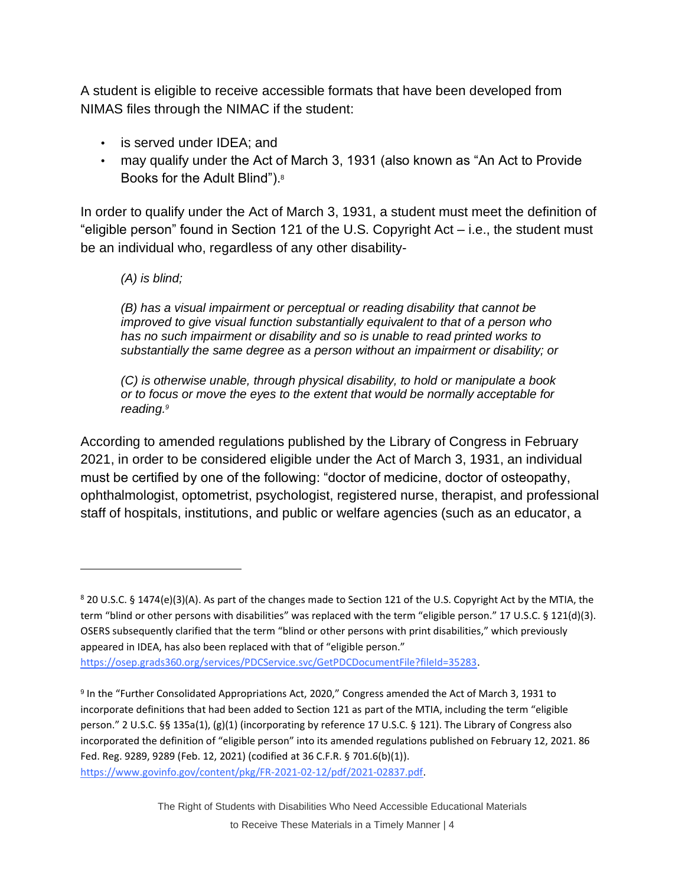A student is eligible to receive accessible formats that have been developed from NIMAS files through the NIMAC if the student:

- is served under IDEA; and
- may qualify under the Act of March 3, 1931 (also known as "An Act to Provide Books for the Adult Blind").[8]

In order to qualify under the Act of March 3, 1931, a student must meet the definition of "eligible person" found in Section 121 of the U.S. Copyright Act – i.e., the student must be an individual who, regardless of any other disability-

> *(A) is blind;*
>
> *(B) has a visual impairment or perceptual or reading disability that cannot be improved to give visual function substantially equivalent to that of a person who has no such impairment or disability and so is unable to read printed works to substantially the same degree as a person without an impairment or disability; or*
>
> *(C) is otherwise unable, through physical disability, to hold or manipulate a book or to focus or move the eyes to the extent that would be normally acceptable for reading.*[9]

According to amended regulations published by the Library of Congress in February 2021, in order to be considered eligible under the Act of March 3, 1931, an individual must be certified by one of the following: "doctor of medicine, doctor of osteopathy, ophthalmologist, optometrist, psychologist, registered nurse, therapist, and professional staff of hospitals, institutions, and public or welfare agencies (such as an educator, a

---

[8] 20 U.S.C. § 1474(e)(3)(A). As part of the changes made to Section 121 of the U.S. Copyright Act by the MTIA, the term "blind or other persons with disabilities" was replaced with the term "eligible person." 17 U.S.C. § 121(d)(3). OSERS subsequently clarified that the term "blind or other persons with print disabilities," which previously appeared in IDEA, has also been replaced with that of "eligible person." https://osep.grads360.org/services/PDCService.svc/GetPDCDocumentFile?fileId=35283.

[9] In the "Further Consolidated Appropriations Act, 2020," Congress amended the Act of March 3, 1931 to incorporate definitions that had been added to Section 121 as part of the MTIA, including the term "eligible person." 2 U.S.C. §§ 135a(1), (g)(1) (incorporating by reference 17 U.S.C. § 121). The Library of Congress also incorporated the definition of "eligible person" into its amended regulations published on February 12, 2021. 86 Fed. Reg. 9289, 9289 (Feb. 12, 2021) (codified at 36 C.F.R. § 701.6(b)(1)). https://www.govinfo.gov/content/pkg/FR-2021-02-12/pdf/2021-02837.pdf.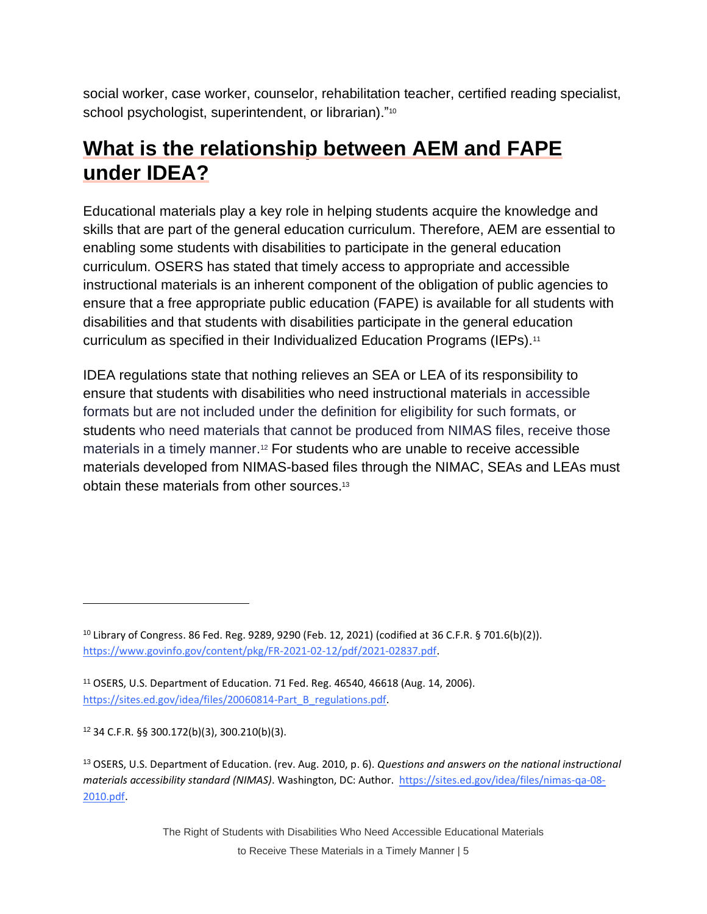social worker, case worker, counselor, rehabilitation teacher, certified reading specialist, school psychologist, superintendent, or librarian)."[10]

## What is the relationship between AEM and FAPE under IDEA?

Educational materials play a key role in helping students acquire the knowledge and skills that are part of the general education curriculum. Therefore, AEM are essential to enabling some students with disabilities to participate in the general education curriculum. OSERS has stated that timely access to appropriate and accessible instructional materials is an inherent component of the obligation of public agencies to ensure that a free appropriate public education (FAPE) is available for all students with disabilities and that students with disabilities participate in the general education curriculum as specified in their Individualized Education Programs (IEPs).[11]

IDEA regulations state that nothing relieves an SEA or LEA of its responsibility to ensure that students with disabilities who need instructional materials in accessible formats but are not included under the definition for eligibility for such formats, or students who need materials that cannot be produced from NIMAS files, receive those materials in a timely manner.[12] For students who are unable to receive accessible materials developed from NIMAS-based files through the NIMAC, SEAs and LEAs must obtain these materials from other sources.[13]

---

[10] Library of Congress. 86 Fed. Reg. 9289, 9290 (Feb. 12, 2021) (codified at 36 C.F.R. § 701.6(b)(2)). https://www.govinfo.gov/content/pkg/FR-2021-02-12/pdf/2021-02837.pdf.

[11] OSERS, U.S. Department of Education. 71 Fed. Reg. 46540, 46618 (Aug. 14, 2006). https://sites.ed.gov/idea/files/20060814-Part_B_regulations.pdf.

[12] 34 C.F.R. §§ 300.172(b)(3), 300.210(b)(3).

[13] OSERS, U.S. Department of Education. (rev. Aug. 2010, p. 6). *Questions and answers on the national instructional materials accessibility standard (NIMAS)*. Washington, DC: Author. https://sites.ed.gov/idea/files/nimas-qa-08-2010.pdf.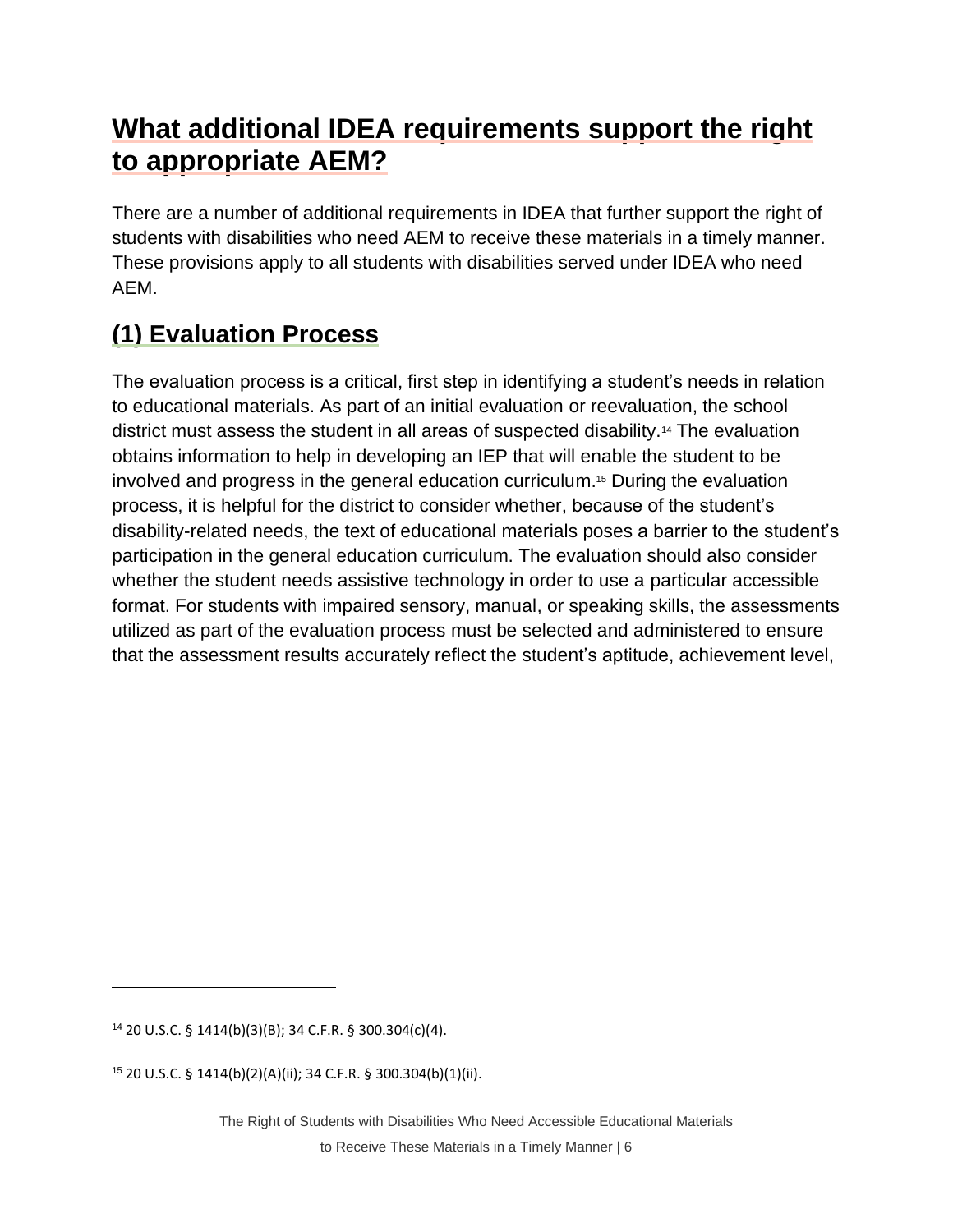# What additional IDEA requirements support the right to appropriate AEM?

There are a number of additional requirements in IDEA that further support the right of students with disabilities who need AEM to receive these materials in a timely manner. These provisions apply to all students with disabilities served under IDEA who need AEM.

## (1) Evaluation Process

The evaluation process is a critical, first step in identifying a student's needs in relation to educational materials. As part of an initial evaluation or reevaluation, the school district must assess the student in all areas of suspected disability.[14] The evaluation obtains information to help in developing an IEP that will enable the student to be involved and progress in the general education curriculum.[15] During the evaluation process, it is helpful for the district to consider whether, because of the student's disability-related needs, the text of educational materials poses a barrier to the student's participation in the general education curriculum. The evaluation should also consider whether the student needs assistive technology in order to use a particular accessible format. For students with impaired sensory, manual, or speaking skills, the assessments utilized as part of the evaluation process must be selected and administered to ensure that the assessment results accurately reflect the student's aptitude, achievement level,

---

[14] 20 U.S.C. § 1414(b)(3)(B); 34 C.F.R. § 300.304(c)(4).

[15] 20 U.S.C. § 1414(b)(2)(A)(ii); 34 C.F.R. § 300.304(b)(1)(ii).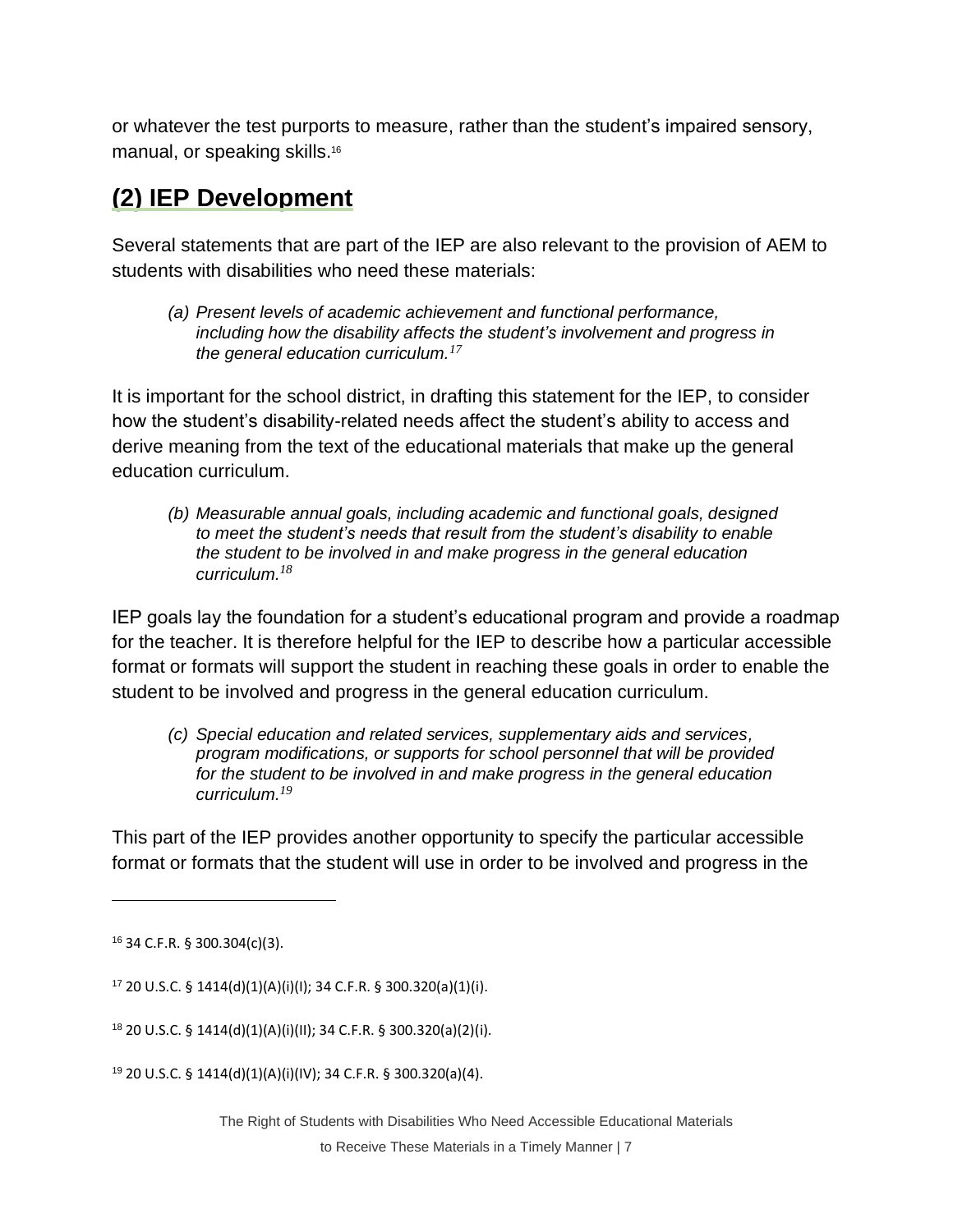or whatever the test purports to measure, rather than the student's impaired sensory, manual, or speaking skills.[16]

## (2) IEP Development

Several statements that are part of the IEP are also relevant to the provision of AEM to students with disabilities who need these materials:

> *(a) Present levels of academic achievement and functional performance, including how the disability affects the student's involvement and progress in the general education curriculum.*[17]

It is important for the school district, in drafting this statement for the IEP, to consider how the student's disability-related needs affect the student's ability to access and derive meaning from the text of the educational materials that make up the general education curriculum.

> *(b) Measurable annual goals, including academic and functional goals, designed to meet the student's needs that result from the student's disability to enable the student to be involved in and make progress in the general education curriculum.*[18]

IEP goals lay the foundation for a student's educational program and provide a roadmap for the teacher. It is therefore helpful for the IEP to describe how a particular accessible format or formats will support the student in reaching these goals in order to enable the student to be involved and progress in the general education curriculum.

> *(c) Special education and related services, supplementary aids and services, program modifications, or supports for school personnel that will be provided for the student to be involved in and make progress in the general education curriculum.*[19]

This part of the IEP provides another opportunity to specify the particular accessible format or formats that the student will use in order to be involved and progress in the

---

[16] 34 C.F.R. § 300.304(c)(3).

[17] 20 U.S.C. § 1414(d)(1)(A)(i)(I); 34 C.F.R. § 300.320(a)(1)(i).

[18] 20 U.S.C. § 1414(d)(1)(A)(i)(II); 34 C.F.R. § 300.320(a)(2)(i).

[19] 20 U.S.C. § 1414(d)(1)(A)(i)(IV); 34 C.F.R. § 300.320(a)(4).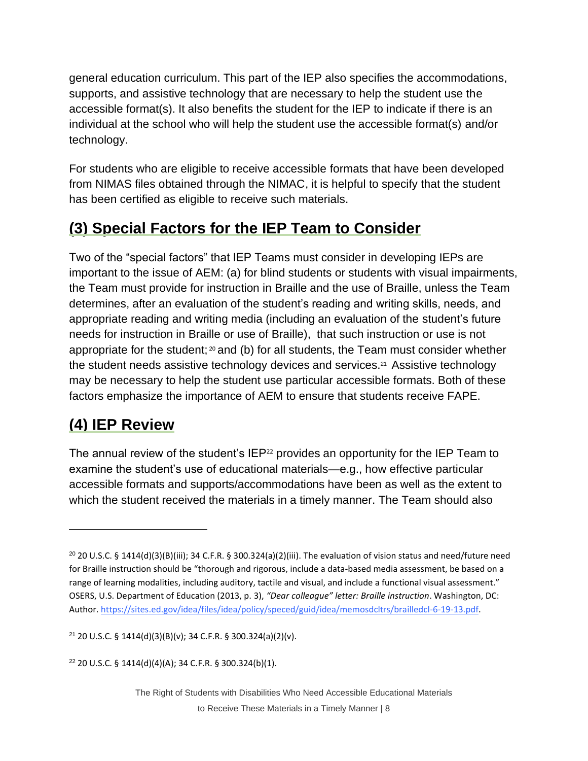general education curriculum. This part of the IEP also specifies the accommodations, supports, and assistive technology that are necessary to help the student use the accessible format(s). It also benefits the student for the IEP to indicate if there is an individual at the school who will help the student use the accessible format(s) and/or technology.

For students who are eligible to receive accessible formats that have been developed from NIMAS files obtained through the NIMAC, it is helpful to specify that the student has been certified as eligible to receive such materials.

## (3) Special Factors for the IEP Team to Consider

Two of the "special factors" that IEP Teams must consider in developing IEPs are important to the issue of AEM: (a) for blind students or students with visual impairments, the Team must provide for instruction in Braille and the use of Braille, unless the Team determines, after an evaluation of the student's reading and writing skills, needs, and appropriate reading and writing media (including an evaluation of the student's future needs for instruction in Braille or use of Braille), that such instruction or use is not appropriate for the student;[20] and (b) for all students, the Team must consider whether the student needs assistive technology devices and services.[21] Assistive technology may be necessary to help the student use particular accessible formats. Both of these factors emphasize the importance of AEM to ensure that students receive FAPE.

## (4) IEP Review

The annual review of the student's IEP[22] provides an opportunity for the IEP Team to examine the student's use of educational materials—e.g., how effective particular accessible formats and supports/accommodations have been as well as the extent to which the student received the materials in a timely manner. The Team should also

---

[20] 20 U.S.C. § 1414(d)(3)(B)(iii); 34 C.F.R. § 300.324(a)(2)(iii). The evaluation of vision status and need/future need for Braille instruction should be "thorough and rigorous, include a data-based media assessment, be based on a range of learning modalities, including auditory, tactile and visual, and include a functional visual assessment." OSERS, U.S. Department of Education (2013, p. 3), *"Dear colleague" letter: Braille instruction*. Washington, DC: Author. https://sites.ed.gov/idea/files/idea/policy/speced/guid/idea/memosdcltrs/brailledcl-6-19-13.pdf.

[21] 20 U.S.C. § 1414(d)(3)(B)(v); 34 C.F.R. § 300.324(a)(2)(v).

[22] 20 U.S.C. § 1414(d)(4)(A); 34 C.F.R. § 300.324(b)(1).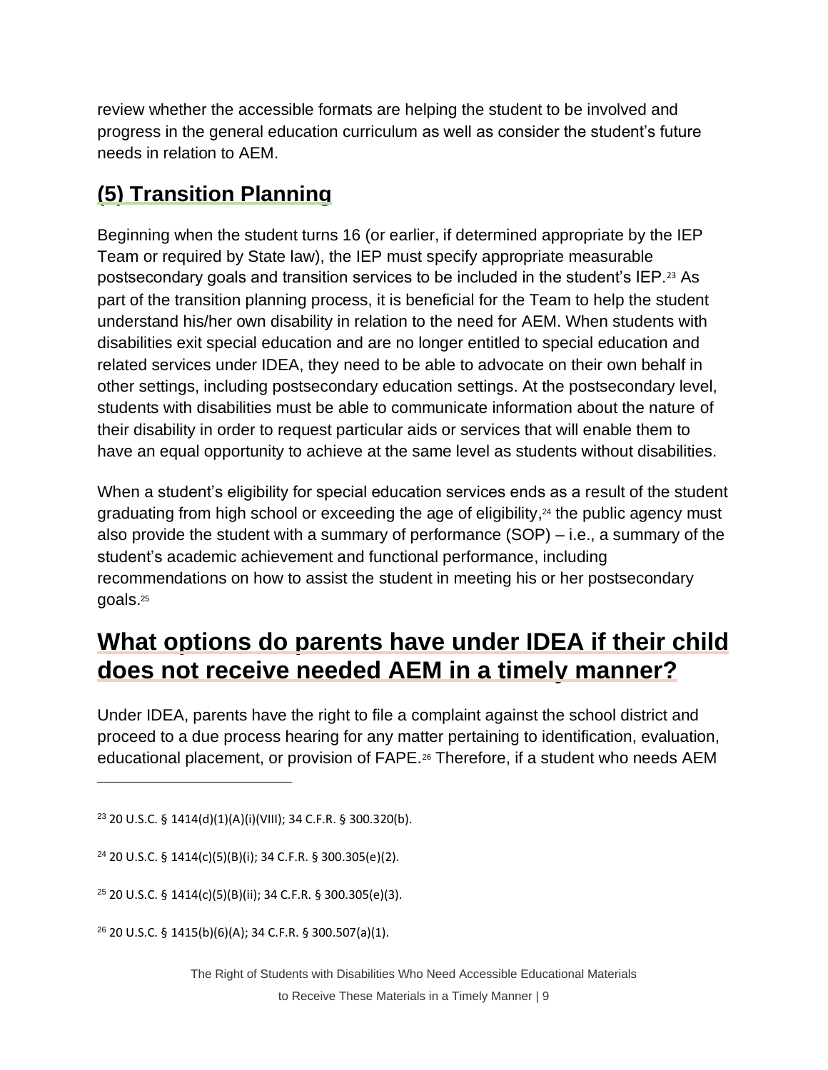review whether the accessible formats are helping the student to be involved and progress in the general education curriculum as well as consider the student's future needs in relation to AEM.

## (5) Transition Planning

Beginning when the student turns 16 (or earlier, if determined appropriate by the IEP Team or required by State law), the IEP must specify appropriate measurable postsecondary goals and transition services to be included in the student's IEP.[23] As part of the transition planning process, it is beneficial for the Team to help the student understand his/her own disability in relation to the need for AEM. When students with disabilities exit special education and are no longer entitled to special education and related services under IDEA, they need to be able to advocate on their own behalf in other settings, including postsecondary education settings. At the postsecondary level, students with disabilities must be able to communicate information about the nature of their disability in order to request particular aids or services that will enable them to have an equal opportunity to achieve at the same level as students without disabilities.

When a student's eligibility for special education services ends as a result of the student graduating from high school or exceeding the age of eligibility,[24] the public agency must also provide the student with a summary of performance (SOP) – i.e., a summary of the student's academic achievement and functional performance, including recommendations on how to assist the student in meeting his or her postsecondary goals.[25]

# What options do parents have under IDEA if their child does not receive needed AEM in a timely manner?

Under IDEA, parents have the right to file a complaint against the school district and proceed to a due process hearing for any matter pertaining to identification, evaluation, educational placement, or provision of FAPE.[26] Therefore, if a student who needs AEM

---

[23] 20 U.S.C. § 1414(d)(1)(A)(i)(VIII); 34 C.F.R. § 300.320(b).

[24] 20 U.S.C. § 1414(c)(5)(B)(i); 34 C.F.R. § 300.305(e)(2).

[25] 20 U.S.C. § 1414(c)(5)(B)(ii); 34 C.F.R. § 300.305(e)(3).

[26] 20 U.S.C. § 1415(b)(6)(A); 34 C.F.R. § 300.507(a)(1).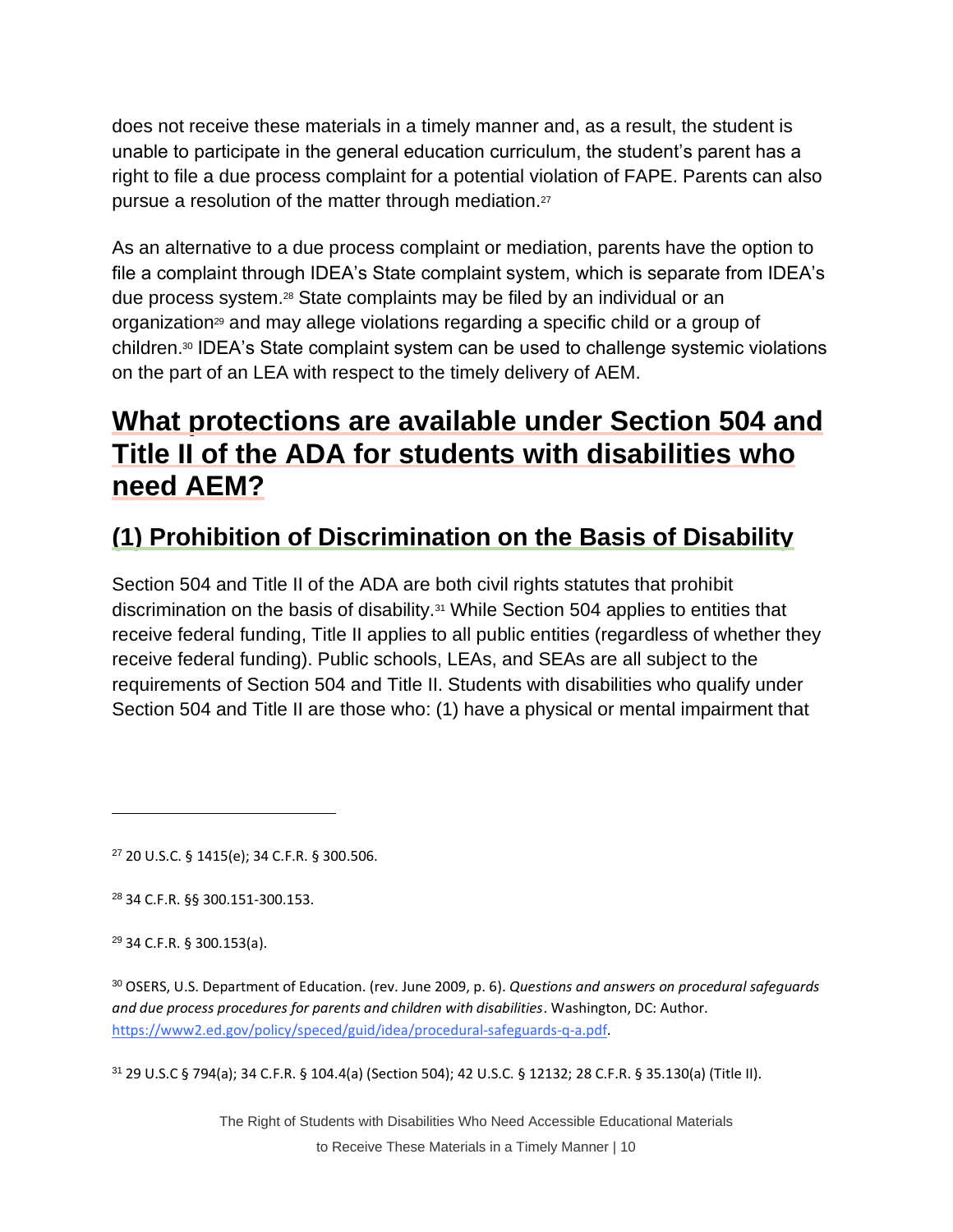does not receive these materials in a timely manner and, as a result, the student is unable to participate in the general education curriculum, the student's parent has a right to file a due process complaint for a potential violation of FAPE. Parents can also pursue a resolution of the matter through mediation.[27]

As an alternative to a due process complaint or mediation, parents have the option to file a complaint through IDEA's State complaint system, which is separate from IDEA's due process system.[28] State complaints may be filed by an individual or an organization[29] and may allege violations regarding a specific child or a group of children.[30] IDEA's State complaint system can be used to challenge systemic violations on the part of an LEA with respect to the timely delivery of AEM.

# What protections are available under Section 504 and Title II of the ADA for students with disabilities who need AEM?

## (1) Prohibition of Discrimination on the Basis of Disability

Section 504 and Title II of the ADA are both civil rights statutes that prohibit discrimination on the basis of disability.[31] While Section 504 applies to entities that receive federal funding, Title II applies to all public entities (regardless of whether they receive federal funding). Public schools, LEAs, and SEAs are all subject to the requirements of Section 504 and Title II. Students with disabilities who qualify under Section 504 and Title II are those who: (1) have a physical or mental impairment that

---

[27] 20 U.S.C. § 1415(e); 34 C.F.R. § 300.506.

[28] 34 C.F.R. §§ 300.151-300.153.

[29] 34 C.F.R. § 300.153(a).

[30] OSERS, U.S. Department of Education. (rev. June 2009, p. 6). *Questions and answers on procedural safeguards and due process procedures for parents and children with disabilities*. Washington, DC: Author. https://www2.ed.gov/policy/speced/guid/idea/procedural-safeguards-q-a.pdf.

[31] 29 U.S.C § 794(a); 34 C.F.R. § 104.4(a) (Section 504); 42 U.S.C. § 12132; 28 C.F.R. § 35.130(a) (Title II).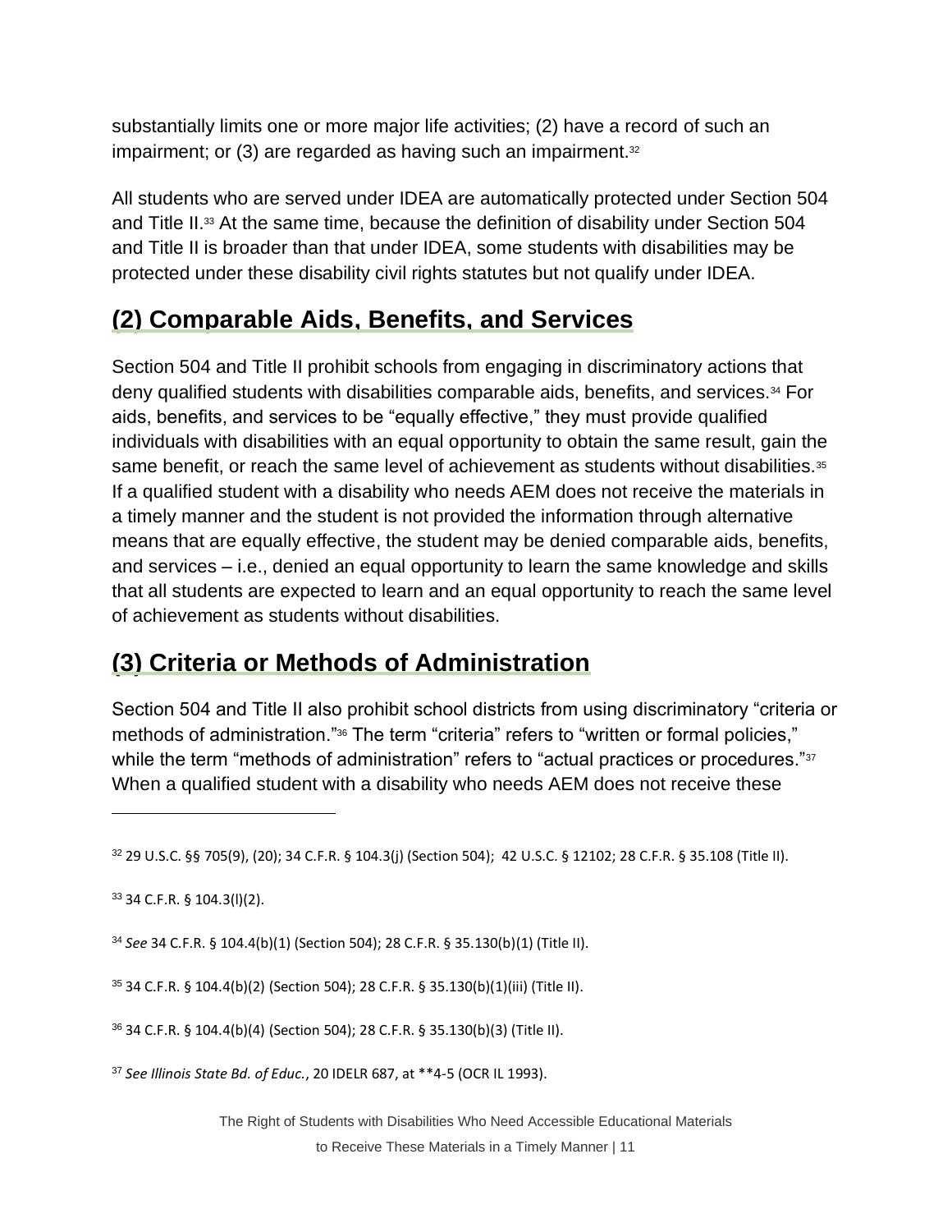substantially limits one or more major life activities; (2) have a record of such an impairment; or (3) are regarded as having such an impairment.[32]

All students who are served under IDEA are automatically protected under Section 504 and Title II.[33] At the same time, because the definition of disability under Section 504 and Title II is broader than that under IDEA, some students with disabilities may be protected under these disability civil rights statutes but not qualify under IDEA.

## (2) Comparable Aids, Benefits, and Services

Section 504 and Title II prohibit schools from engaging in discriminatory actions that deny qualified students with disabilities comparable aids, benefits, and services.[34] For aids, benefits, and services to be "equally effective," they must provide qualified individuals with disabilities with an equal opportunity to obtain the same result, gain the same benefit, or reach the same level of achievement as students without disabilities.[35] If a qualified student with a disability who needs AEM does not receive the materials in a timely manner and the student is not provided the information through alternative means that are equally effective, the student may be denied comparable aids, benefits, and services – i.e., denied an equal opportunity to learn the same knowledge and skills that all students are expected to learn and an equal opportunity to reach the same level of achievement as students without disabilities.

## (3) Criteria or Methods of Administration

Section 504 and Title II also prohibit school districts from using discriminatory "criteria or methods of administration."[36] The term "criteria" refers to "written or formal policies," while the term "methods of administration" refers to "actual practices or procedures."[37] When a qualified student with a disability who needs AEM does not receive these

---

[32] 29 U.S.C. §§ 705(9), (20); 34 C.F.R. § 104.3(j) (Section 504); 42 U.S.C. § 12102; 28 C.F.R. § 35.108 (Title II).

[33] 34 C.F.R. § 104.3(l)(2).

[34] *See* 34 C.F.R. § 104.4(b)(1) (Section 504); 28 C.F.R. § 35.130(b)(1) (Title II).

[35] 34 C.F.R. § 104.4(b)(2) (Section 504); 28 C.F.R. § 35.130(b)(1)(iii) (Title II).

[36] 34 C.F.R. § 104.4(b)(4) (Section 504); 28 C.F.R. § 35.130(b)(3) (Title II).

[37] *See Illinois State Bd. of Educ.*, 20 IDELR 687, at **4-5 (OCR IL 1993).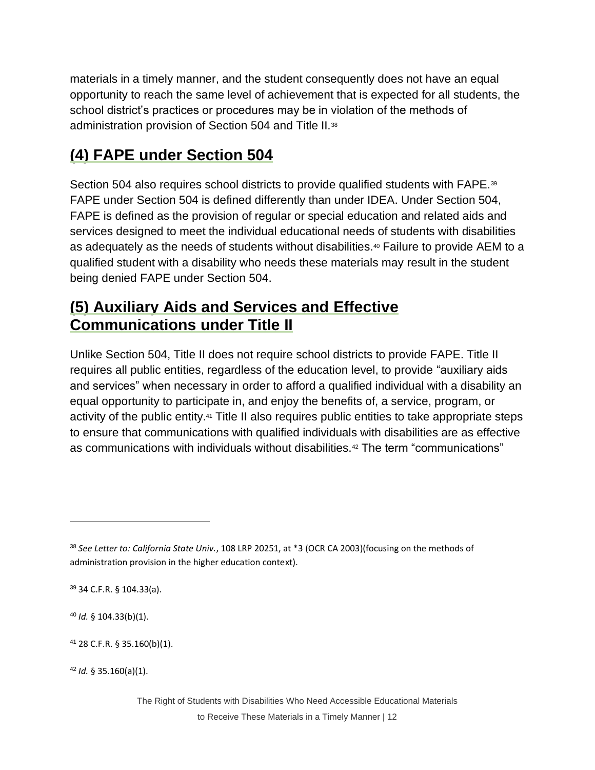materials in a timely manner, and the student consequently does not have an equal opportunity to reach the same level of achievement that is expected for all students, the school district's practices or procedures may be in violation of the methods of administration provision of Section 504 and Title II.[38]

## (4) FAPE under Section 504

Section 504 also requires school districts to provide qualified students with FAPE.[39] FAPE under Section 504 is defined differently than under IDEA. Under Section 504, FAPE is defined as the provision of regular or special education and related aids and services designed to meet the individual educational needs of students with disabilities as adequately as the needs of students without disabilities.[40] Failure to provide AEM to a qualified student with a disability who needs these materials may result in the student being denied FAPE under Section 504.

## (5) Auxiliary Aids and Services and Effective Communications under Title II

Unlike Section 504, Title II does not require school districts to provide FAPE. Title II requires all public entities, regardless of the education level, to provide "auxiliary aids and services" when necessary in order to afford a qualified individual with a disability an equal opportunity to participate in, and enjoy the benefits of, a service, program, or activity of the public entity.[41] Title II also requires public entities to take appropriate steps to ensure that communications with qualified individuals with disabilities are as effective as communications with individuals without disabilities.[42] The term "communications"

---

[38] *See Letter to: California State Univ.*, 108 LRP 20251, at *3 (OCR CA 2003)(focusing on the methods of administration provision in the higher education context).

[39] 34 C.F.R. § 104.33(a).

[40] *Id.* § 104.33(b)(1).

[41] 28 C.F.R. § 35.160(b)(1).

[42] *Id.* § 35.160(a)(1).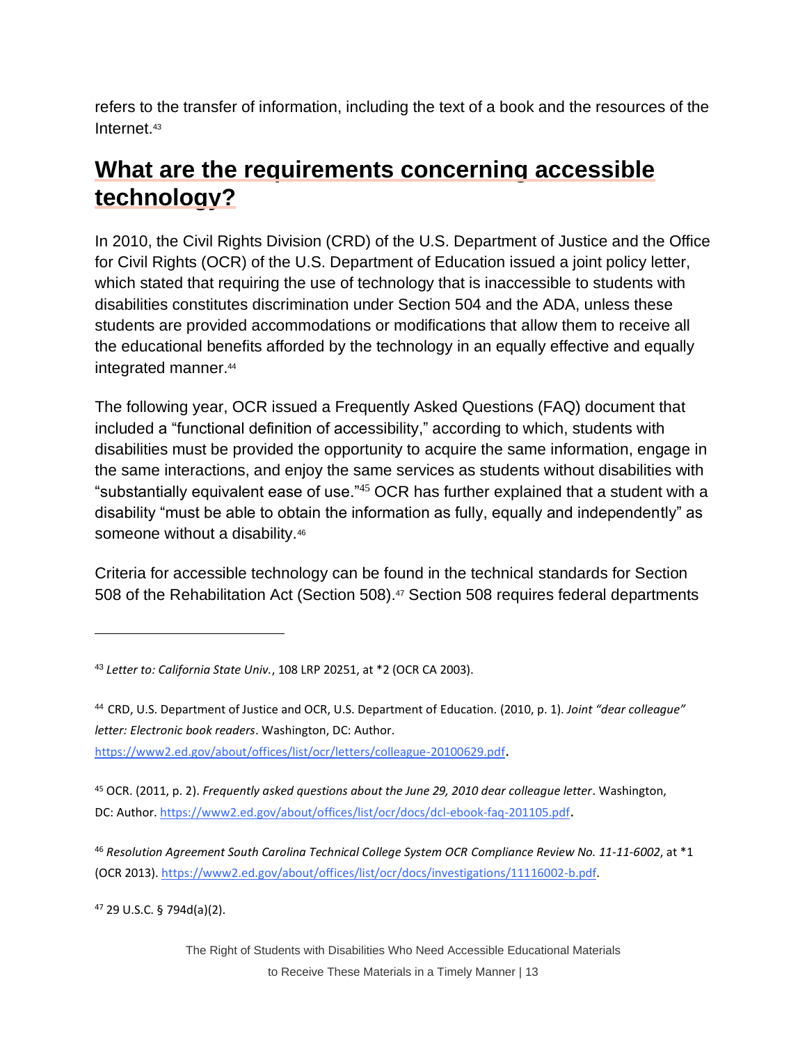refers to the transfer of information, including the text of a book and the resources of the Internet.[43]

## What are the requirements concerning accessible technology?

In 2010, the Civil Rights Division (CRD) of the U.S. Department of Justice and the Office for Civil Rights (OCR) of the U.S. Department of Education issued a joint policy letter, which stated that requiring the use of technology that is inaccessible to students with disabilities constitutes discrimination under Section 504 and the ADA, unless these students are provided accommodations or modifications that allow them to receive all the educational benefits afforded by the technology in an equally effective and equally integrated manner.[44]

The following year, OCR issued a Frequently Asked Questions (FAQ) document that included a "functional definition of accessibility," according to which, students with disabilities must be provided the opportunity to acquire the same information, engage in the same interactions, and enjoy the same services as students without disabilities with "substantially equivalent ease of use."[45] OCR has further explained that a student with a disability "must be able to obtain the information as fully, equally and independently" as someone without a disability.[46]

Criteria for accessible technology can be found in the technical standards for Section 508 of the Rehabilitation Act (Section 508).[47] Section 508 requires federal departments

---

[43] *Letter to: California State Univ.*, 108 LRP 20251, at *2 (OCR CA 2003).

[44] CRD, U.S. Department of Justice and OCR, U.S. Department of Education. (2010, p. 1). *Joint "dear colleague" letter: Electronic book readers*. Washington, DC: Author. https://www2.ed.gov/about/offices/list/ocr/letters/colleague-20100629.pdf.

[45] OCR. (2011, p. 2). *Frequently asked questions about the June 29, 2010 dear colleague letter*. Washington, DC: Author. https://www2.ed.gov/about/offices/list/ocr/docs/dcl-ebook-faq-201105.pdf.

[46] *Resolution Agreement South Carolina Technical College System OCR Compliance Review No. 11-11-6002*, at *1 (OCR 2013). https://www2.ed.gov/about/offices/list/ocr/docs/investigations/11116002-b.pdf.

[47] 29 U.S.C. § 794d(a)(2).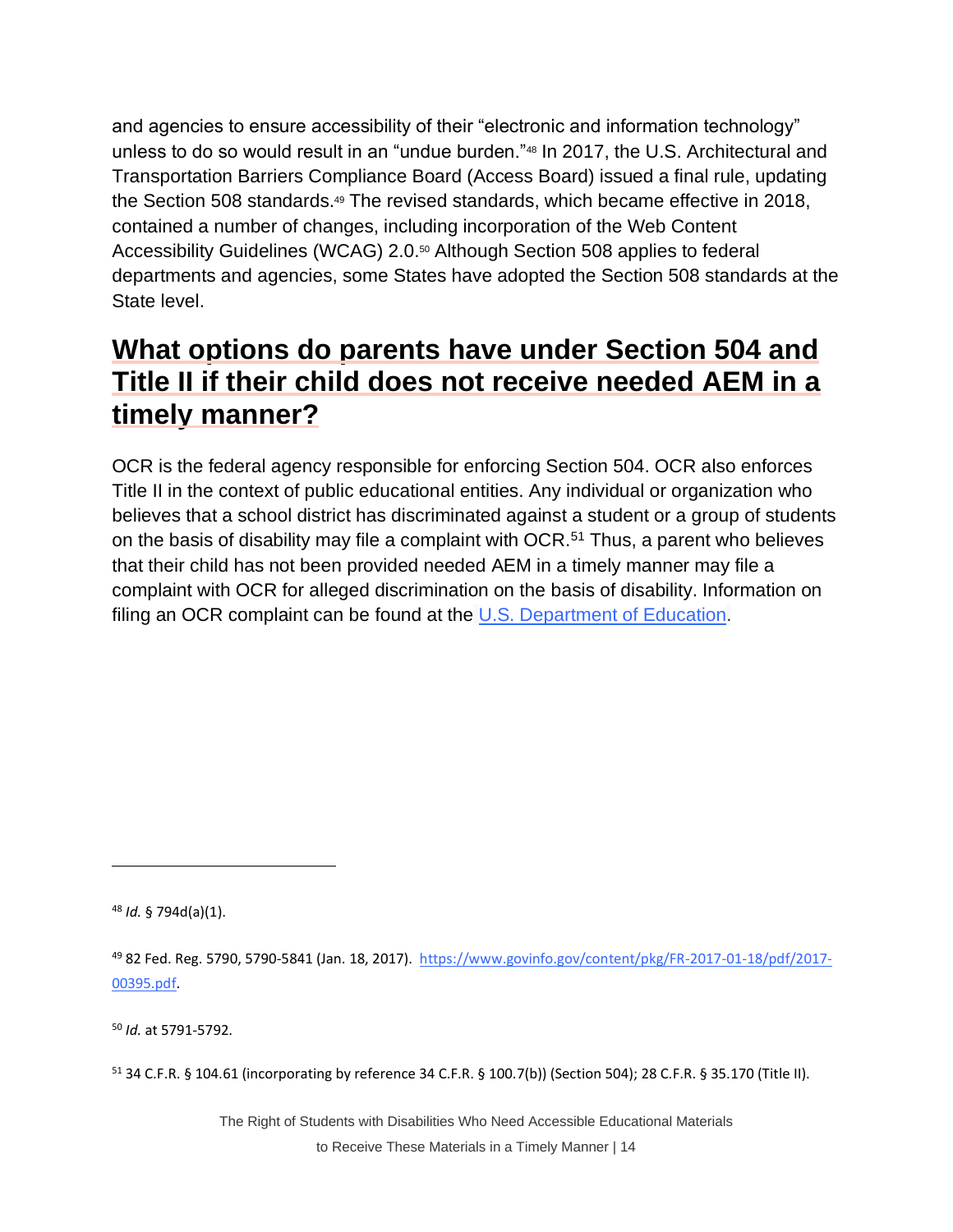and agencies to ensure accessibility of their "electronic and information technology" unless to do so would result in an "undue burden."[48] In 2017, the U.S. Architectural and Transportation Barriers Compliance Board (Access Board) issued a final rule, updating the Section 508 standards.[49] The revised standards, which became effective in 2018, contained a number of changes, including incorporation of the Web Content Accessibility Guidelines (WCAG) 2.0.[50] Although Section 508 applies to federal departments and agencies, some States have adopted the Section 508 standards at the State level.

## What options do parents have under Section 504 and Title II if their child does not receive needed AEM in a timely manner?

OCR is the federal agency responsible for enforcing Section 504. OCR also enforces Title II in the context of public educational entities. Any individual or organization who believes that a school district has discriminated against a student or a group of students on the basis of disability may file a complaint with OCR.[51] Thus, a parent who believes that their child has not been provided needed AEM in a timely manner may file a complaint with OCR for alleged discrimination on the basis of disability. Information on filing an OCR complaint can be found at the U.S. Department of Education.

---

[48] *Id.* § 794d(a)(1).

[49] 82 Fed. Reg. 5790, 5790-5841 (Jan. 18, 2017). https://www.govinfo.gov/content/pkg/FR-2017-01-18/pdf/2017-00395.pdf.

[50] *Id.* at 5791-5792.

[51] 34 C.F.R. § 104.61 (incorporating by reference 34 C.F.R. § 100.7(b)) (Section 504); 28 C.F.R. § 35.170 (Title II).